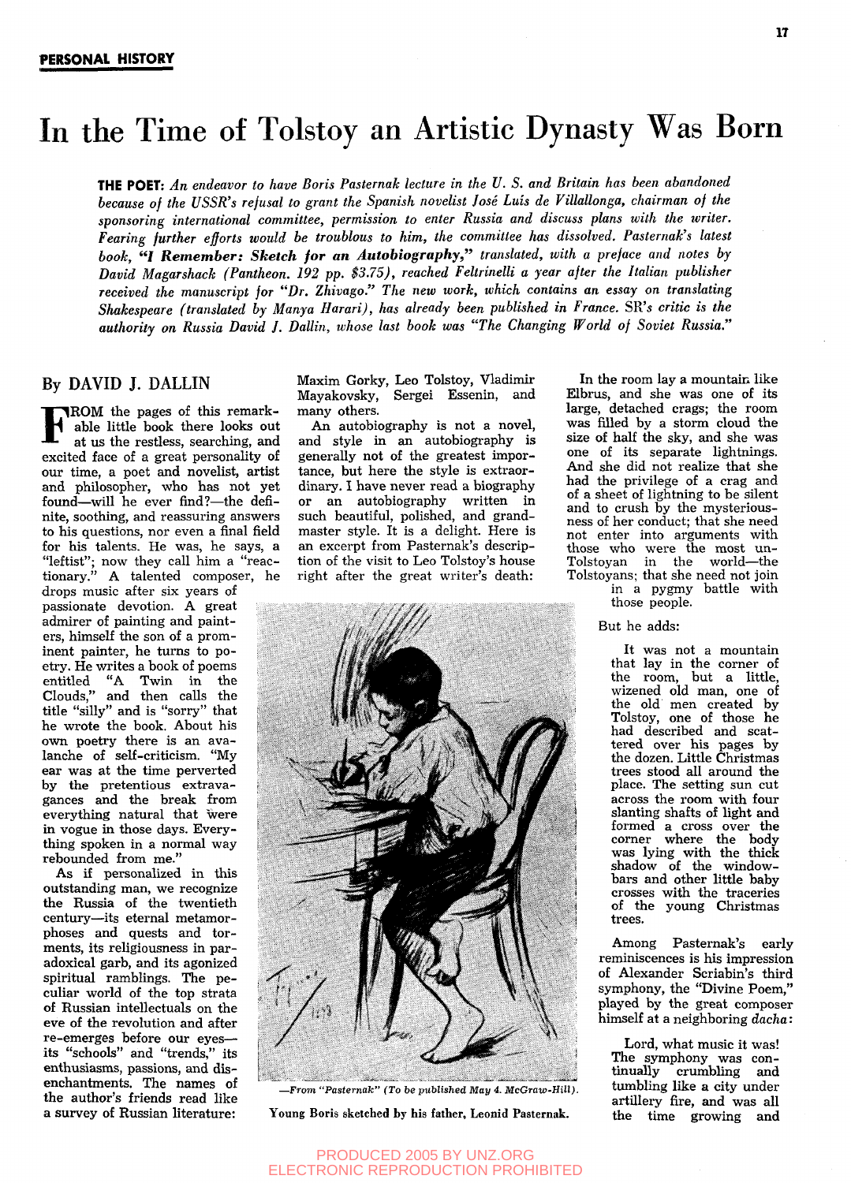**PERSONAL HISTORY**

# In the Time of Tolstoy an Artistic Dynasty Was Born

**THE POET:** *An endeavor to have Boris Pasternak lecture in the U. S. and Britain has been abandoned because of the USSR's refusal to grant the Spanish novelist José Luis de Villallonga, chairman of the sponsoring international committee, permission to enter Russia and discuss plans with the writer. Fearing further efforts would be troublous to him, the committee has dissolved. Pasternak's latest book,* ***"I Remember: Sketch for an Autobiography,"*** *translated, with a preface and notes by David Magarshack (Pantheon. 192 pp. $3.75), reached Feltrinelli a year after the Italian publisher received the manuscript for "Dr. Zhivago." The new work, which contains an essay on translating Shakespeare (translated by Manya Harari), has already been published in France. SR's critic is the authority on Russia David J. Dallin, whose last book was "The Changing World of Soviet Russia."*

## By DAVID J. DALLIN

FROM the pages of this remarkable little book there looks out at us the restless, searching, and excited face of a great personality of our time, a poet and novelist, artist and philosopher, who has not yet found—will he ever find?—the definite, soothing, and reassuring answers to his questions, nor even a final field for his talents. He was, he says, a "leftist"; now they call him a "reactionary." A talented composer, he drops music after six years of passionate devotion. A great admirer of painting and painters, himself the son of a prominent painter, he turns to poetry. He writes a book of poems entitled "A Twin in the Clouds," and then calls the title "silly" and is "sorry" that he wrote the book. About his own poetry there is an avalanche of self-criticism. "My ear was at the time perverted by the pretentious extravagances and the break from everything natural that were in vogue in those days. Everything spoken in a normal way rebounded from me."

As if personalized in this outstanding man, we recognize the Russia of the twentieth century—its eternal metamorphoses and quests and torments, its religiousness in paradoxical garb, and its agonized spiritual ramblings. The peculiar world of the top strata of Russian intellectuals on the eve of the revolution and after re-emerges before our eyes—its "schools" and "trends," its enthusiasms, passions, and disenchantments. The names of the author's friends read like a survey of Russian literature: Maxim Gorky, Leo Tolstoy, Vladimir Mayakovsky, Sergei Essenin, and many others.

An autobiography is not a novel, and style in an autobiography is generally not of the greatest importance, but here the style is extraordinary. I have never read a biography or an autobiography written in such beautiful, polished, and grandmaster style. It is a delight. Here is an excerpt from Pasternak's description of the visit to Leo Tolstoy's house right after the great writer's death:

> In the room lay a mountain like Elbrus, and she was one of its large, detached crags; the room was filled by a storm cloud the size of half the sky, and she was one of its separate lightnings. And she did not realize that she had the privilege of a crag and of a sheet of lightning to be silent and to crush by the mysteriousness of her conduct; that she need not enter into arguments with those who were the most un-Tolstoyan in the world—the Tolstoyans; that she need not join in a pygmy battle with those people.

But he adds:

> It was not a mountain that lay in the corner of the room, but a little, wizened old man, one of the old men created by Tolstoy, one of those he had described and scattered over his pages by the dozen. Little Christmas trees stood all around the place. The setting sun cut across the room with four slanting shafts of light and formed a cross over the corner where the body was lying with the thick shadow of the window-bars and other little baby crosses with the traceries of the young Christmas trees.

—*From "Pasternak" (To be published May 4. McGraw-Hill).*

Young Boris sketched by his father, Leonid Pasternak.

Among Pasternak's early reminiscences is his impression of Alexander Scriabin's third symphony, the "Divine Poem," played by the great composer himself at a neighboring *dacha*:

> Lord, what music it was! The symphony was continually crumbling and tumbling like a city under artillery fire, and was all the time growing and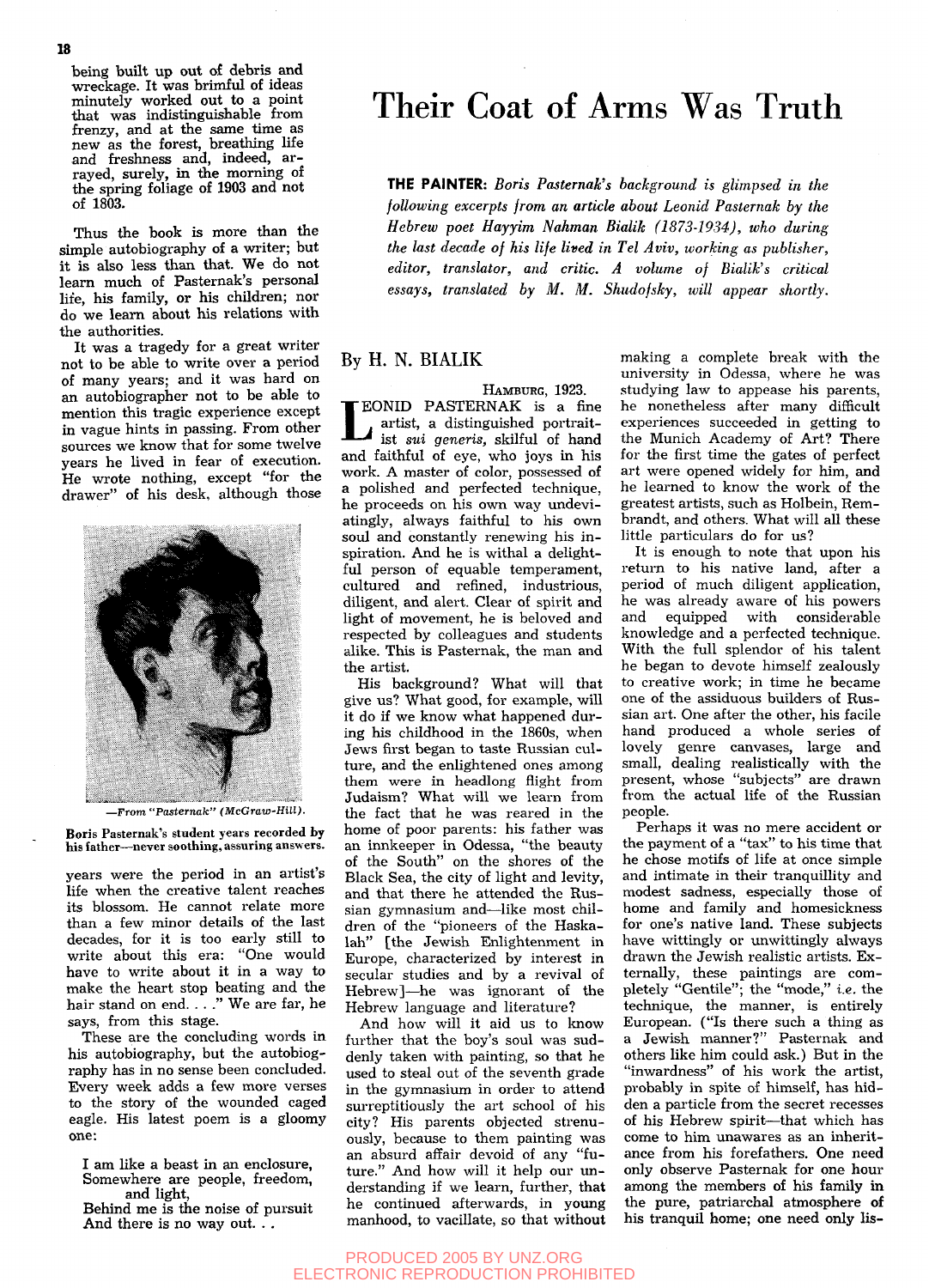being built up out of debris and wreckage. It was brimful of ideas minutely worked out to a point that was indistinguishable from frenzy, and at the same time as new as the forest, breathing life and freshness and, indeed, arrayed, surely, in the morning of the spring foliage of 1903 and not of 1803.

Thus the book is more than the simple autobiography of a writer; but it is also less than that. We do not learn much of Pasternak's personal life, his family, or his children; nor do we learn about his relations with the authorities.

It was a tragedy for a great writer not to be able to write over a period of many years; and it was hard on an autobiographer not to be able to mention this tragic experience except in vague hints in passing. From other sources we know that for some twelve years he lived in fear of execution. He wrote nothing, except "for the drawer" of his desk, although those years were the period in an artist's life when the creative talent reaches its blossom. He cannot relate more than a few minor details of the last decades, for it is too early still to write about this era: "One would have to write about it in a way to make the heart stop beating and the hair stand on end. . . ." We are far, he says, from this stage.

These are the concluding words in his autobiography, but the autobiography has in no sense been concluded. Every week adds a few more verses to the story of the wounded caged eagle. His latest poem is a gloomy one:

I am like a beast in an enclosure,
Somewhere are people, freedom, and light,
Behind me is the noise of pursuit
And there is no way out. . .

—*From "Pasternak" (McGraw-Hill).*

**Boris Pasternak's student years recorded by his father—never soothing, assuring answers.**

# Their Coat of Arms Was Truth

**THE PAINTER:** *Boris Pasternak's background is glimpsed in the following excerpts from an article about Leonid Pasternak by the Hebrew poet Hayyim Nahman Bialik (1873-1934), who during the last decade of his life lived in Tel Aviv, working as publisher, editor, translator, and critic. A volume of Bialik's critical essays, translated by M. M. Shudofsky, will appear shortly.*

By H. N. BIALIK

HAMBURG, 1923.

LEONID PASTERNAK is a fine artist, a distinguished portraitist *sui generis,* skilful of hand and faithful of eye, who joys in his work. A master of color, possessed of a polished and perfected technique, he proceeds on his own way undeviatingly, always faithful to his own soul and constantly renewing his inspiration. And he is withal a delightful person of equable temperament, cultured and refined, industrious, diligent, and alert. Clear of spirit and light of movement, he is beloved and respected by colleagues and students alike. This is Pasternak, the man and the artist.

His background? What will that give us? What good, for example, will it do if we know what happened during his childhood in the 1860s, when Jews first began to taste Russian culture, and the enlightened ones among them were in headlong flight from Judaism? What will we learn from the fact that he was reared in the home of poor parents: his father was an innkeeper in Odessa, "the beauty of the South" on the shores of the Black Sea, the city of light and levity, and that there he attended the Russian gymnasium and—like most children of the "pioneers of the Haskalah" [the Jewish Enlightenment in Europe, characterized by interest in secular studies and by a revival of Hebrew]—he was ignorant of the Hebrew language and literature?

And how will it aid us to know further that the boy's soul was suddenly taken with painting, so that he used to steal out of the seventh grade in the gymnasium in order to attend surreptitiously the art school of his city? His parents objected strenuously, because to them painting was an absurd affair devoid of any "future." And how will it help our understanding if we learn, further, that he continued afterwards, in young manhood, to vacillate, so that without making a complete break with the university in Odessa, where he was studying law to appease his parents, he nonetheless after many difficult experiences succeeded in getting to the Munich Academy of Art? There for the first time the gates of perfect art were opened widely for him, and he learned to know the work of the greatest artists, such as Holbein, Rembrandt, and others. What will all these little particulars do for us?

It is enough to note that upon his return to his native land, after a period of much diligent application, he was already aware of his powers and equipped with considerable knowledge and a perfected technique. With the full splendor of his talent he began to devote himself zealously to creative work; in time he became one of the assiduous builders of Russian art. One after the other, his facile hand produced a whole series of lovely genre canvases, large and small, dealing realistically with the present, whose "subjects" are drawn from the actual life of the Russian people.

Perhaps it was no mere accident or the payment of a "tax" to his time that he chose motifs of life at once simple and intimate in their tranquillity and modest sadness, especially those of home and family and homesickness for one's native land. These subjects have wittingly or unwittingly always drawn the Jewish realistic artists. Externally, these paintings are completely "Gentile"; the "mode," *i.e.* the technique, the manner, is entirely European. ("Is there such a thing as a Jewish manner?" Pasternak and others like him could ask.) But in the "inwardness" of his work the artist, probably in spite of himself, has hidden a particle from the secret recesses of his Hebrew spirit—that which has come to him unawares as an inheritance from his forefathers. One need only observe Pasternak for one hour among the members of his family in the pure, patriarchal atmosphere of his tranquil home; one need only lis-